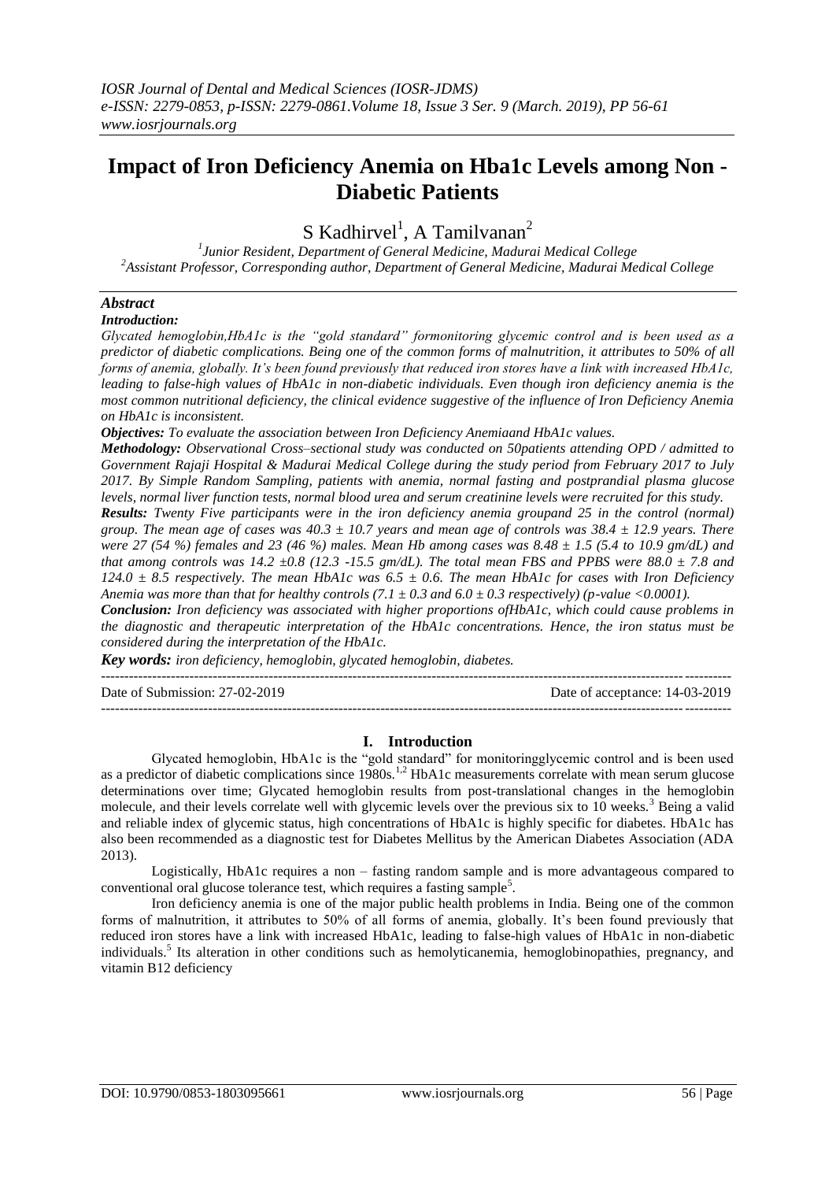# Impact of Iron Deficiency Anemia on Hba1c Levels among Non - Diabetic Patients

S Kadhirvel[1], A Tamilvanan[2]

[1]*Junior Resident, Department of General Medicine, Madurai Medical College*
[2]*Assistant Professor, Corresponding author, Department of General Medicine, Madurai Medical College*

## *Abstract*

***Introduction:***
*Glycated hemoglobin,HbA1c is the "gold standard" formonitoring glycemic control and is been used as a predictor of diabetic complications. Being one of the common forms of malnutrition, it attributes to 50% of all forms of anemia, globally. It's been found previously that reduced iron stores have a link with increased HbA1c, leading to false-high values of HbA1c in non-diabetic individuals. Even though iron deficiency anemia is the most common nutritional deficiency, the clinical evidence suggestive of the influence of Iron Deficiency Anemia on HbA1c is inconsistent.*

***Objectives:*** *To evaluate the association between Iron Deficiency Anemiaand HbA1c values.*

***Methodology:*** *Observational Cross–sectional study was conducted on 50patients attending OPD / admitted to Government Rajaji Hospital & Madurai Medical College during the study period from February 2017 to July 2017. By Simple Random Sampling, patients with anemia, normal fasting and postprandial plasma glucose levels, normal liver function tests, normal blood urea and serum creatinine levels were recruited for this study.*

***Results:*** *Twenty Five participants were in the iron deficiency anemia groupand 25 in the control (normal) group. The mean age of cases was 40.3 ± 10.7 years and mean age of controls was 38.4 ± 12.9 years. There were 27 (54 %) females and 23 (46 %) males. Mean Hb among cases was 8.48 ± 1.5 (5.4 to 10.9 gm/dL) and that among controls was 14.2 ±0.8 (12.3 -15.5 gm/dL). The total mean FBS and PPBS were 88.0 ± 7.8 and 124.0 ± 8.5 respectively. The mean HbA1c was 6.5 ± 0.6. The mean HbA1c for cases with Iron Deficiency Anemia was more than that for healthy controls (7.1 ± 0.3 and 6.0 ± 0.3 respectively) (p-value <0.0001).*

***Conclusion:*** *Iron deficiency was associated with higher proportions ofHbA1c, which could cause problems in the diagnostic and therapeutic interpretation of the HbA1c concentrations. Hence, the iron status must be considered during the interpretation of the HbA1c.*

***Key words:*** *iron deficiency, hemoglobin, glycated hemoglobin, diabetes.*

---

Date of Submission: 27-02-2019 | Date of acceptance: 14-03-2019

---

## I. Introduction

Glycated hemoglobin, HbA1c is the "gold standard" for monitoringglycemic control and is been used as a predictor of diabetic complications since 1980s.[1,2] HbA1c measurements correlate with mean serum glucose determinations over time; Glycated hemoglobin results from post-translational changes in the hemoglobin molecule, and their levels correlate well with glycemic levels over the previous six to 10 weeks.[3] Being a valid and reliable index of glycemic status, high concentrations of HbA1c is highly specific for diabetes. HbA1c has also been recommended as a diagnostic test for Diabetes Mellitus by the American Diabetes Association (ADA 2013).

Logistically, HbA1c requires a non – fasting random sample and is more advantageous compared to conventional oral glucose tolerance test, which requires a fasting sample[5].

Iron deficiency anemia is one of the major public health problems in India. Being one of the common forms of malnutrition, it attributes to 50% of all forms of anemia, globally. It's been found previously that reduced iron stores have a link with increased HbA1c, leading to false-high values of HbA1c in non-diabetic individuals.[5] Its alteration in other conditions such as hemolyticanemia, hemoglobinopathies, pregnancy, and vitamin B12 deficiency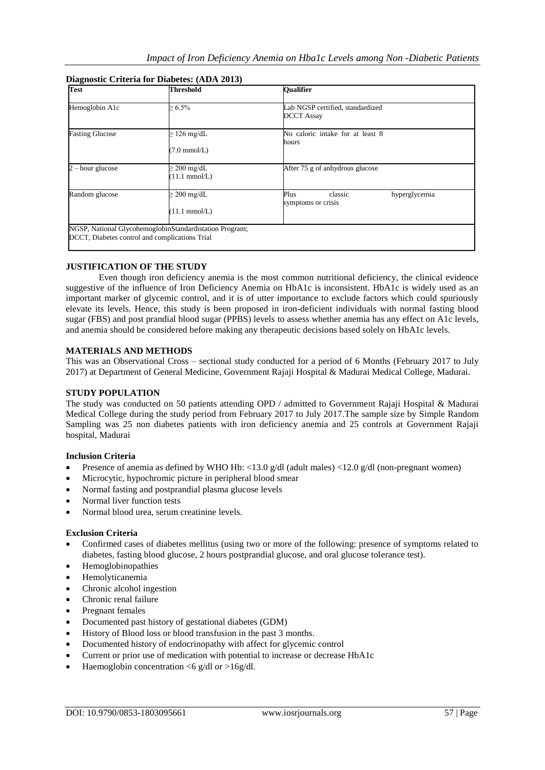**Diagnostic Criteria for Diabetes: (ADA 2013)**

| Test | Threshold | Qualifier |
|---|---|---|
| Hemoglobin A1c | ≥ 6.5% | Lab NGSP certified, standardized DCCT Assay |
| Fasting Glucose | ≥ 126 mg/dL (7.0 mmol/L) | No caloric intake for at least 8 hours |
| 2 – hour glucose | ≥ 200 mg/dL (11.1 mmol/L) | After 75 g of anhydrous glucose |
| Random glucose | ≥ 200 mg/dL (11.1 mmol/L) | Plus classic hyperglycemia symptoms or crisis |
| NGSP, National GlycohemoglobinStandardistation Program; DCCT, Diabetes control and complications Trial | | |

## JUSTIFICATION OF THE STUDY

Even though iron deficiency anemia is the most common nutritional deficiency, the clinical evidence suggestive of the influence of Iron Deficiency Anemia on HbA1c is inconsistent. HbA1c is widely used as an important marker of glycemic control, and it is of utter importance to exclude factors which could spuriously elevate its levels. Hence, this study is been proposed in iron-deficient individuals with normal fasting blood sugar (FBS) and post prandial blood sugar (PPBS) levels to assess whether anemia has any effect on A1c levels, and anemia should be considered before making any therapeutic decisions based solely on HbA1c levels.

## MATERIALS AND METHODS

This was an Observational Cross – sectional study conducted for a period of 6 Months (February 2017 to July 2017) at Department of General Medicine, Government Rajaji Hospital & Madurai Medical College, Madurai.

## STUDY POPULATION

The study was conducted on 50 patients attending OPD / admitted to Government Rajaji Hospital & Madurai Medical College during the study period from February 2017 to July 2017.The sample size by Simple Random Sampling was 25 non diabetes patients with iron deficiency anemia and 25 controls at Government Rajaji hospital, Madurai

### Inclusion Criteria

- Presence of anemia as defined by WHO Hb: <13.0 g/dl (adult males) <12.0 g/dl (non-pregnant women)
- Microcytic, hypochromic picture in peripheral blood smear
- Normal fasting and postprandial plasma glucose levels
- Normal liver function tests
- Normal blood urea, serum creatinine levels.

### Exclusion Criteria

- Confirmed cases of diabetes mellitus (using two or more of the following: presence of symptoms related to diabetes, fasting blood glucose, 2 hours postprandial glucose, and oral glucose tolerance test).
- Hemoglobinopathies
- Hemolyticanemia
- Chronic alcohol ingestion
- Chronic renal failure
- Pregnant females
- Documented past history of gestational diabetes (GDM)
- History of Blood loss or blood transfusion in the past 3 months.
- Documented history of endocrinopathy with affect for glycemic control
- Current or prior use of medication with potential to increase or decrease HbA1c
- Haemoglobin concentration <6 g/dl or >16g/dl.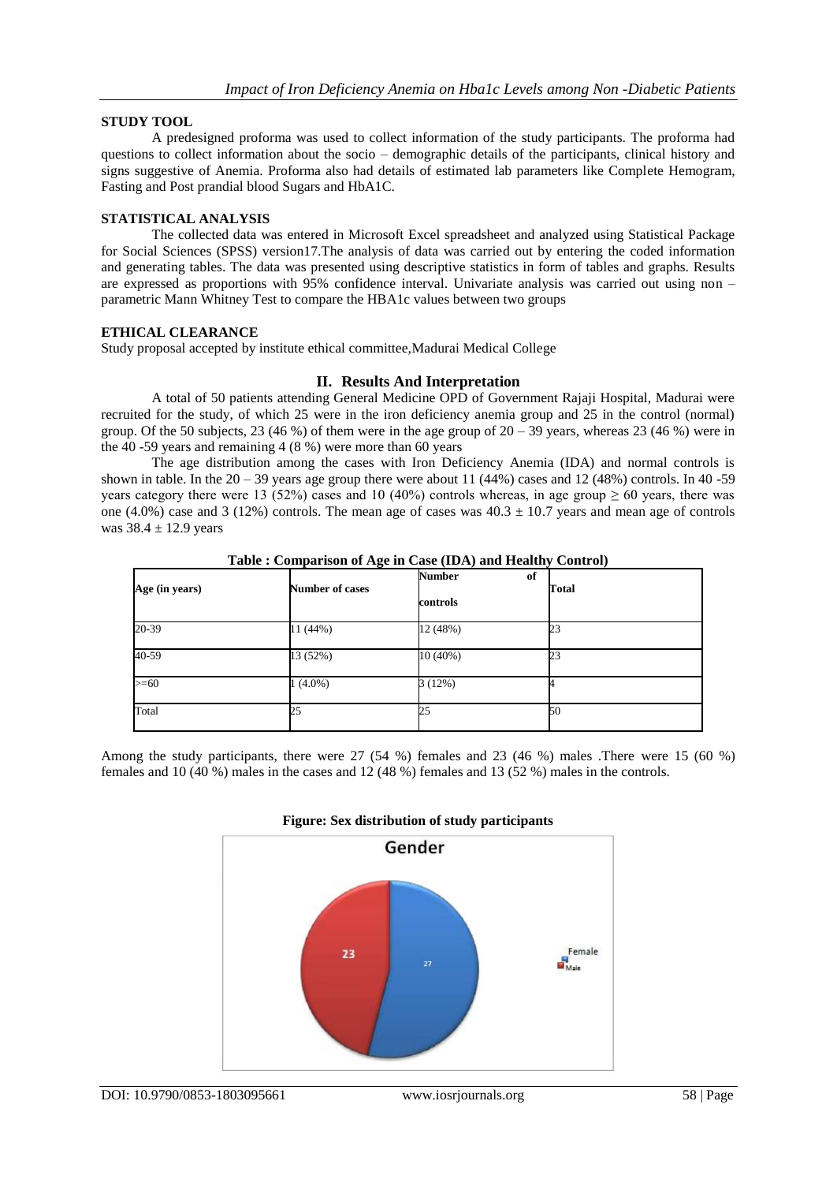**STUDY TOOL**

A predesigned proforma was used to collect information of the study participants. The proforma had questions to collect information about the socio – demographic details of the participants, clinical history and signs suggestive of Anemia. Proforma also had details of estimated lab parameters like Complete Hemogram, Fasting and Post prandial blood Sugars and HbA1C.

**STATISTICAL ANALYSIS**

The collected data was entered in Microsoft Excel spreadsheet and analyzed using Statistical Package for Social Sciences (SPSS) version17.The analysis of data was carried out by entering the coded information and generating tables. The data was presented using descriptive statistics in form of tables and graphs. Results are expressed as proportions with 95% confidence interval. Univariate analysis was carried out using non – parametric Mann Whitney Test to compare the HBA1c values between two groups

**ETHICAL CLEARANCE**

Study proposal accepted by institute ethical committee,Madurai Medical College

## II. Results And Interpretation

A total of 50 patients attending General Medicine OPD of Government Rajaji Hospital, Madurai were recruited for the study, of which 25 were in the iron deficiency anemia group and 25 in the control (normal) group. Of the 50 subjects, 23 (46 %) of them were in the age group of 20 – 39 years, whereas 23 (46 %) were in the 40 -59 years and remaining 4 (8 %) were more than 60 years

The age distribution among the cases with Iron Deficiency Anemia (IDA) and normal controls is shown in table. In the 20 – 39 years age group there were about 11 (44%) cases and 12 (48%) controls. In 40 -59 years category there were 13 (52%) cases and 10 (40%) controls whereas, in age group ≥ 60 years, there was one (4.0%) case and 3 (12%) controls. The mean age of cases was 40.3 ± 10.7 years and mean age of controls was 38.4 ± 12.9 years

**Table : Comparison of Age in Case (IDA) and Healthy Control)**

| Age (in years) | Number of cases | Number of controls | Total |
|---|---|---|---|
| 20-39 | 11 (44%) | 12 (48%) | 23 |
| 40-59 | 13 (52%) | 10 (40%) | 23 |
| >=60 | 1 (4.0%) | 3 (12%) | 4 |
| Total | 25 | 25 | 50 |

Among the study participants, there were 27 (54 %) females and 23 (46 %) males .There were 15 (60 %) females and 10 (40 %) males in the cases and 12 (48 %) females and 13 (52 %) males in the controls.

**Figure: Sex distribution of study participants**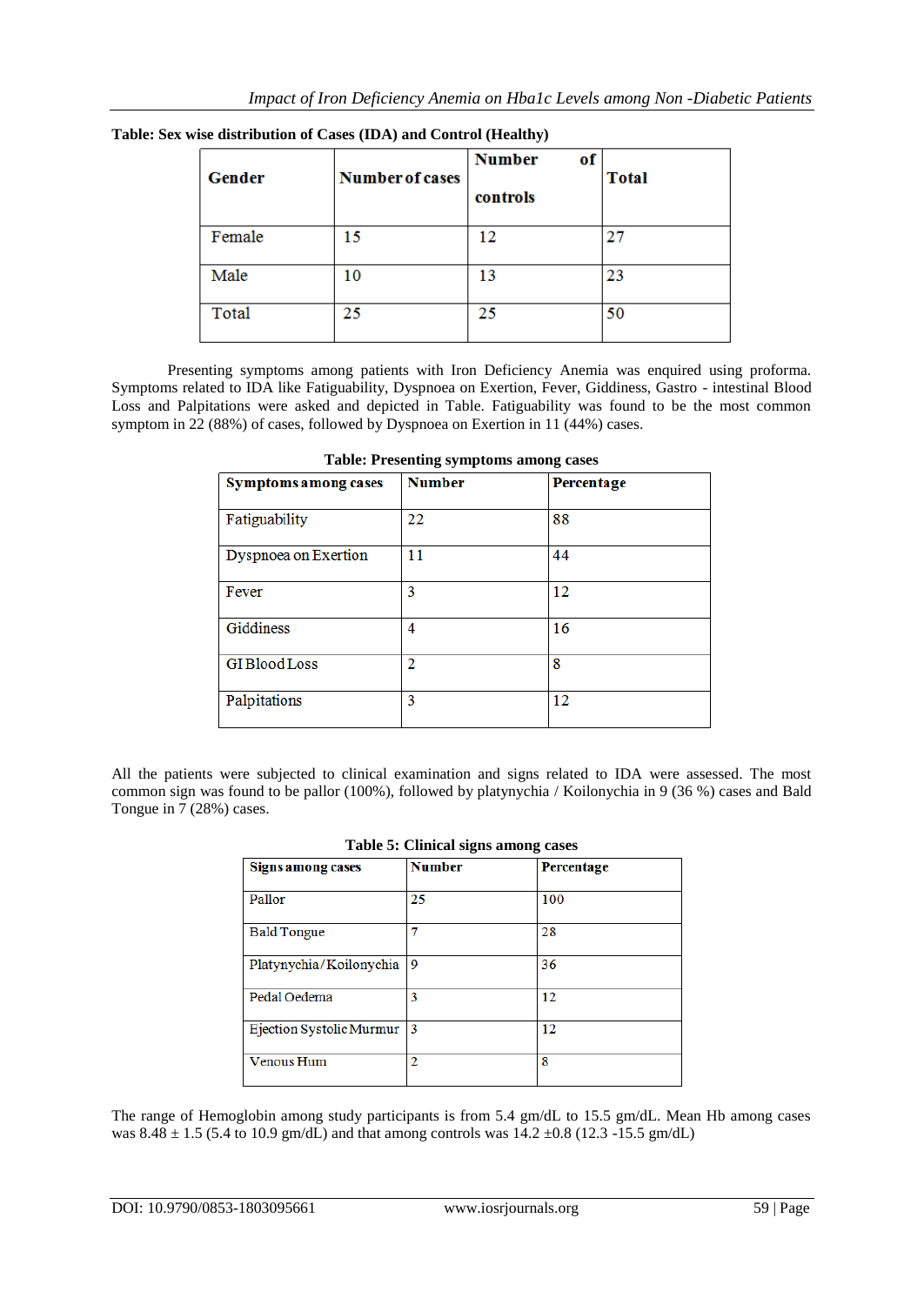**Table: Sex wise distribution of Cases (IDA) and Control (Healthy)**

| Gender | Number of cases | Number of controls | Total |
|---|---|---|---|
| Female | 15 | 12 | 27 |
| Male | 10 | 13 | 23 |
| Total | 25 | 25 | 50 |

Presenting symptoms among patients with Iron Deficiency Anemia was enquired using proforma. Symptoms related to IDA like Fatiguability, Dyspnoea on Exertion, Fever, Giddiness, Gastro - intestinal Blood Loss and Palpitations were asked and depicted in Table. Fatiguability was found to be the most common symptom in 22 (88%) of cases, followed by Dyspnoea on Exertion in 11 (44%) cases.

**Table: Presenting symptoms among cases**

| Symptoms among cases | Number | Percentage |
|---|---|---|
| Fatiguability | 22 | 88 |
| Dyspnoea on Exertion | 11 | 44 |
| Fever | 3 | 12 |
| Giddiness | 4 | 16 |
| GI Blood Loss | 2 | 8 |
| Palpitations | 3 | 12 |

All the patients were subjected to clinical examination and signs related to IDA were assessed. The most common sign was found to be pallor (100%), followed by platynychia / Koilonychia in 9 (36 %) cases and Bald Tongue in 7 (28%) cases.

**Table 5: Clinical signs among cases**

| Signs among cases | Number | Percentage |
|---|---|---|
| Pallor | 25 | 100 |
| Bald Tongue | 7 | 28 |
| Platynychia/Koilonychia | 9 | 36 |
| Pedal Oedema | 3 | 12 |
| Ejection Systolic Murmur | 3 | 12 |
| Venous Hum | 2 | 8 |

The range of Hemoglobin among study participants is from 5.4 gm/dL to 15.5 gm/dL. Mean Hb among cases was 8.48 ± 1.5 (5.4 to 10.9 gm/dL) and that among controls was 14.2 ±0.8 (12.3 -15.5 gm/dL)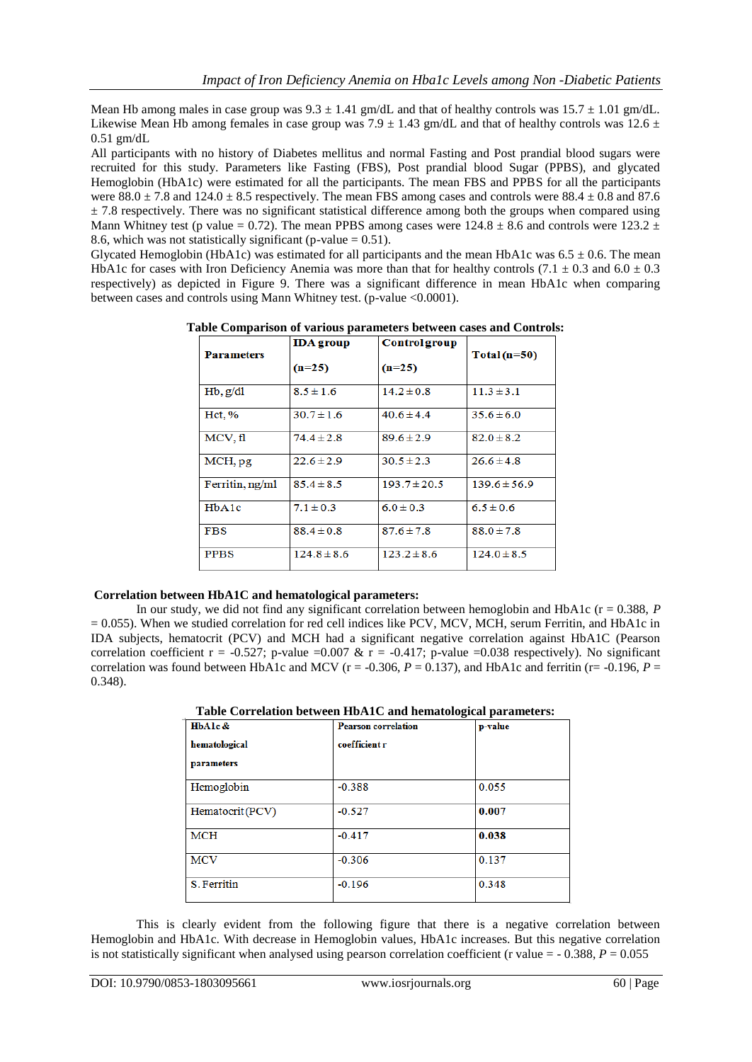Mean Hb among males in case group was 9.3 ± 1.41 gm/dL and that of healthy controls was 15.7 ± 1.01 gm/dL. Likewise Mean Hb among females in case group was 7.9 ± 1.43 gm/dL and that of healthy controls was 12.6 ± 0.51 gm/dL

All participants with no history of Diabetes mellitus and normal Fasting and Post prandial blood sugars were recruited for this study. Parameters like Fasting (FBS), Post prandial blood Sugar (PPBS), and glycated Hemoglobin (HbA1c) were estimated for all the participants. The mean FBS and PPBS for all the participants were 88.0 ± 7.8 and 124.0 ± 8.5 respectively. The mean FBS among cases and controls were 88.4 ± 0.8 and 87.6 ± 7.8 respectively. There was no significant statistical difference among both the groups when compared using Mann Whitney test (p value = 0.72). The mean PPBS among cases were 124.8 ± 8.6 and controls were 123.2 ± 8.6, which was not statistically significant (p-value = 0.51).

Glycated Hemoglobin (HbA1c) was estimated for all participants and the mean HbA1c was 6.5 ± 0.6. The mean HbA1c for cases with Iron Deficiency Anemia was more than that for healthy controls (7.1 ± 0.3 and 6.0 ± 0.3 respectively) as depicted in Figure 9. There was a significant difference in mean HbA1c when comparing between cases and controls using Mann Whitney test. (p-value <0.0001).

**Table Comparison of various parameters between cases and Controls:**

| Parameters | IDA group (n=25) | Control group (n=25) | Total (n=50) |
|---|---|---|---|
| Hb, g/dl | 8.5 ± 1.6 | 14.2 ± 0.8 | 11.3 ± 3.1 |
| Hct, % | 30.7 ± 1.6 | 40.6 ± 4.4 | 35.6 ± 6.0 |
| MCV, fl | 74.4 ± 2.8 | 89.6 ± 2.9 | 82.0 ± 8.2 |
| MCH, pg | 22.6 ± 2.9 | 30.5 ± 2.3 | 26.6 ± 4.8 |
| Ferritin, ng/ml | 85.4 ± 8.5 | 193.7 ± 20.5 | 139.6 ± 56.9 |
| HbA1c | 7.1 ± 0.3 | 6.0 ± 0.3 | 6.5 ± 0.6 |
| FBS | 88.4 ± 0.8 | 87.6 ± 7.8 | 88.0 ± 7.8 |
| PPBS | 124.8 ± 8.6 | 123.2 ± 8.6 | 124.0 ± 8.5 |

**Correlation between HbA1C and hematological parameters:**

In our study, we did not find any significant correlation between hemoglobin and HbA1c (r = 0.388, *P* = 0.055). When we studied correlation for red cell indices like PCV, MCV, MCH, serum Ferritin, and HbA1c in IDA subjects, hematocrit (PCV) and MCH had a significant negative correlation against HbA1C (Pearson correlation coefficient r = -0.527; p-value =0.007 & r = -0.417; p-value =0.038 respectively). No significant correlation was found between HbA1c and MCV (r = -0.306, *P* = 0.137), and HbA1c and ferritin (r= -0.196, *P* = 0.348).

**Table Correlation between HbA1C and hematological parameters:**

| HbA1c & hematological parameters | Pearson correlation coefficient r | p-value |
|---|---|---|
| Hemoglobin | -0.388 | 0.055 |
| Hematocrit (PCV) | -0.527 | **0.007** |
| MCH | -0.417 | **0.038** |
| MCV | -0.306 | 0.137 |
| S. Ferritin | -0.196 | 0.348 |

This is clearly evident from the following figure that there is a negative correlation between Hemoglobin and HbA1c. With decrease in Hemoglobin values, HbA1c increases. But this negative correlation is not statistically significant when analysed using pearson correlation coefficient (r value = - 0.388, *P* = 0.055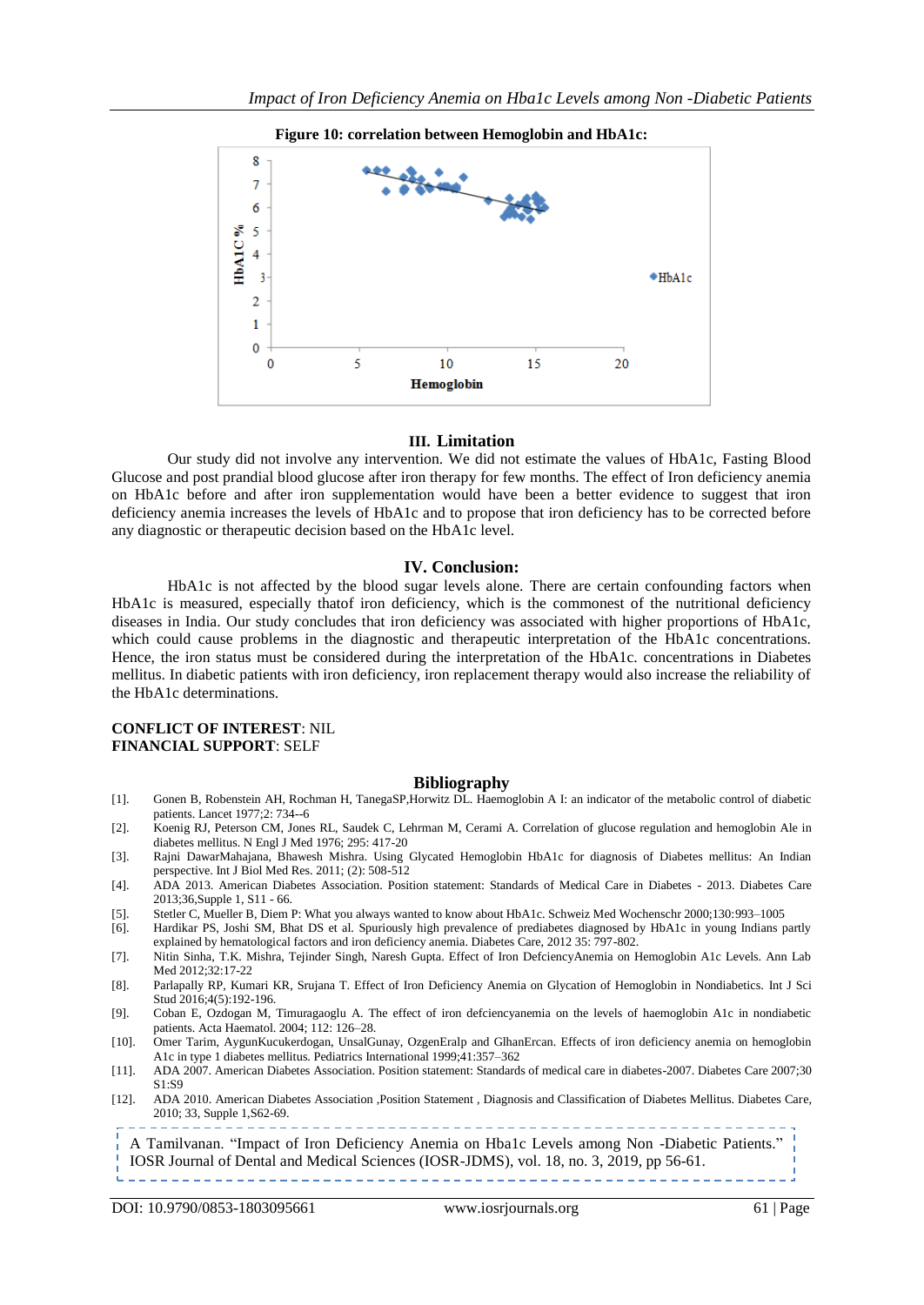**Figure 10: correlation between Hemoglobin and HbA1c:**

HbA1C %

8
7
6
5
4
3
2
1
0

0 5 10 15 20

Hemoglobin

HbA1c

## III. Limitation

Our study did not involve any intervention. We did not estimate the values of HbA1c, Fasting Blood Glucose and post prandial blood glucose after iron therapy for few months. The effect of Iron deficiency anemia on HbA1c before and after iron supplementation would have been a better evidence to suggest that iron deficiency anemia increases the levels of HbA1c and to propose that iron deficiency has to be corrected before any diagnostic or therapeutic decision based on the HbA1c level.

## IV. Conclusion:

HbA1c is not affected by the blood sugar levels alone. There are certain confounding factors when HbA1c is measured, especially thatof iron deficiency, which is the commonest of the nutritional deficiency diseases in India. Our study concludes that iron deficiency was associated with higher proportions of HbA1c, which could cause problems in the diagnostic and therapeutic interpretation of the HbA1c concentrations. Hence, the iron status must be considered during the interpretation of the HbA1c. concentrations in Diabetes mellitus. In diabetic patients with iron deficiency, iron replacement therapy would also increase the reliability of the HbA1c determinations.

**CONFLICT OF INTEREST**: NIL
**FINANCIAL SUPPORT**: SELF

## Bibliography

[1]. Gonen B, Robenstein AH, Rochman H, TanegaSP,Horwitz DL. Haemoglobin A I: an indicator of the metabolic control of diabetic patients. Lancet 1977;2: 734--6

[2]. Koenig RJ, Peterson CM, Jones RL, Saudek C, Lehrman M, Cerami A. Correlation of glucose regulation and hemoglobin Ale in diabetes mellitus. N Engl J Med 1976; 295: 417-20

[3]. Rajni DawarMahajana, Bhawesh Mishra. Using Glycated Hemoglobin HbA1c for diagnosis of Diabetes mellitus: An Indian perspective. Int J Biol Med Res. 2011; (2): 508-512

[4]. ADA 2013. American Diabetes Association. Position statement: Standards of Medical Care in Diabetes - 2013. Diabetes Care 2013;36,Supple 1, S11 - 66.

[5]. Stetler C, Mueller B, Diem P: What you always wanted to know about HbA1c. Schweiz Med Wochenschr 2000;130:993–1005

[6]. Hardikar PS, Joshi SM, Bhat DS et al. Spuriously high prevalence of prediabetes diagnosed by HbA1c in young Indians partly explained by hematological factors and iron deficiency anemia. Diabetes Care, 2012 35: 797-802.

[7]. Nitin Sinha, T.K. Mishra, Tejinder Singh, Naresh Gupta. Effect of Iron DefciencyAnemia on Hemoglobin A1c Levels. Ann Lab Med 2012;32:17-22

[8]. Parlapally RP, Kumari KR, Srujana T. Effect of Iron Deficiency Anemia on Glycation of Hemoglobin in Nondiabetics. Int J Sci Stud 2016;4(5):192-196.

[9]. Coban E, Ozdogan M, Timuragaoglu A. The effect of iron defciencyanemia on the levels of haemoglobin A1c in nondiabetic patients. Acta Haematol. 2004; 112: 126–28.

[10]. Omer Tarim, AygunKucukerdogan, UnsalGunay, OzgenEralp and GlhanErcan. Effects of iron deficiency anemia on hemoglobin A1c in type 1 diabetes mellitus. Pediatrics International 1999;41:357–362

[11]. ADA 2007. American Diabetes Association. Position statement: Standards of medical care in diabetes-2007. Diabetes Care 2007;30 S1:S9

[12]. ADA 2010. American Diabetes Association ,Position Statement , Diagnosis and Classification of Diabetes Mellitus. Diabetes Care, 2010; 33, Supple 1,S62-69.

A Tamilvanan. "Impact of Iron Deficiency Anemia on Hba1c Levels among Non -Diabetic Patients." IOSR Journal of Dental and Medical Sciences (IOSR-JDMS), vol. 18, no. 3, 2019, pp 56-61.